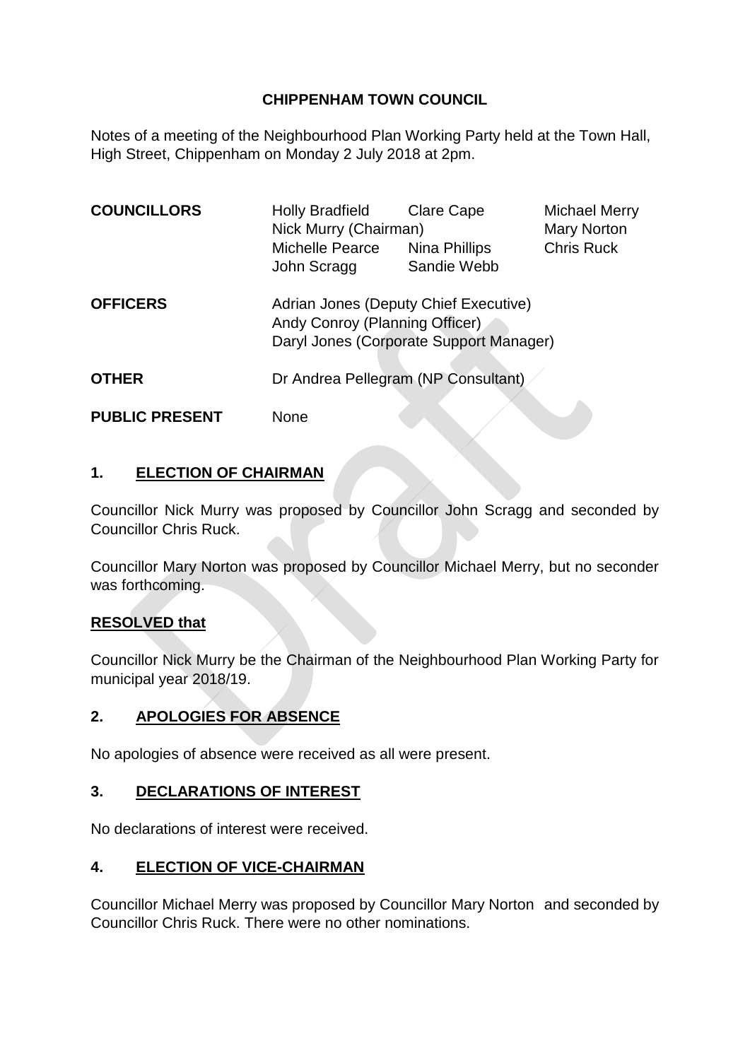**CHIPPENHAM TOWN COUNCIL**

Notes of a meeting of the Neighbourhood Plan Working Party held at the Town Hall, High Street, Chippenham on Monday 2 July 2018 at 2pm.

| | | | |
|---|---|---|---|
| **COUNCILLORS** | Holly Bradfield | Clare Cape | Michael Merry |
| | Nick Murry (Chairman) | | Mary Norton |
| | Michelle Pearce | Nina Phillips | Chris Ruck |
| | John Scragg | Sandie Webb | |
| **OFFICERS** | Adrian Jones (Deputy Chief Executive) | | |
| | Andy Conroy (Planning Officer) | | |
| | Daryl Jones (Corporate Support Manager) | | |
| **OTHER** | Dr Andrea Pellegram (NP Consultant) | | |
| **PUBLIC PRESENT** | None | | |

## 1. ELECTION OF CHAIRMAN

Councillor Nick Murry was proposed by Councillor John Scragg and seconded by Councillor Chris Ruck.

Councillor Mary Norton was proposed by Councillor Michael Merry, but no seconder was forthcoming.

**RESOLVED that**

Councillor Nick Murry be the Chairman of the Neighbourhood Plan Working Party for municipal year 2018/19.

## 2. APOLOGIES FOR ABSENCE

No apologies of absence were received as all were present.

## 3. DECLARATIONS OF INTEREST

No declarations of interest were received.

## 4. ELECTION OF VICE-CHAIRMAN

Councillor Michael Merry was proposed by Councillor Mary Norton and seconded by Councillor Chris Ruck. There were no other nominations.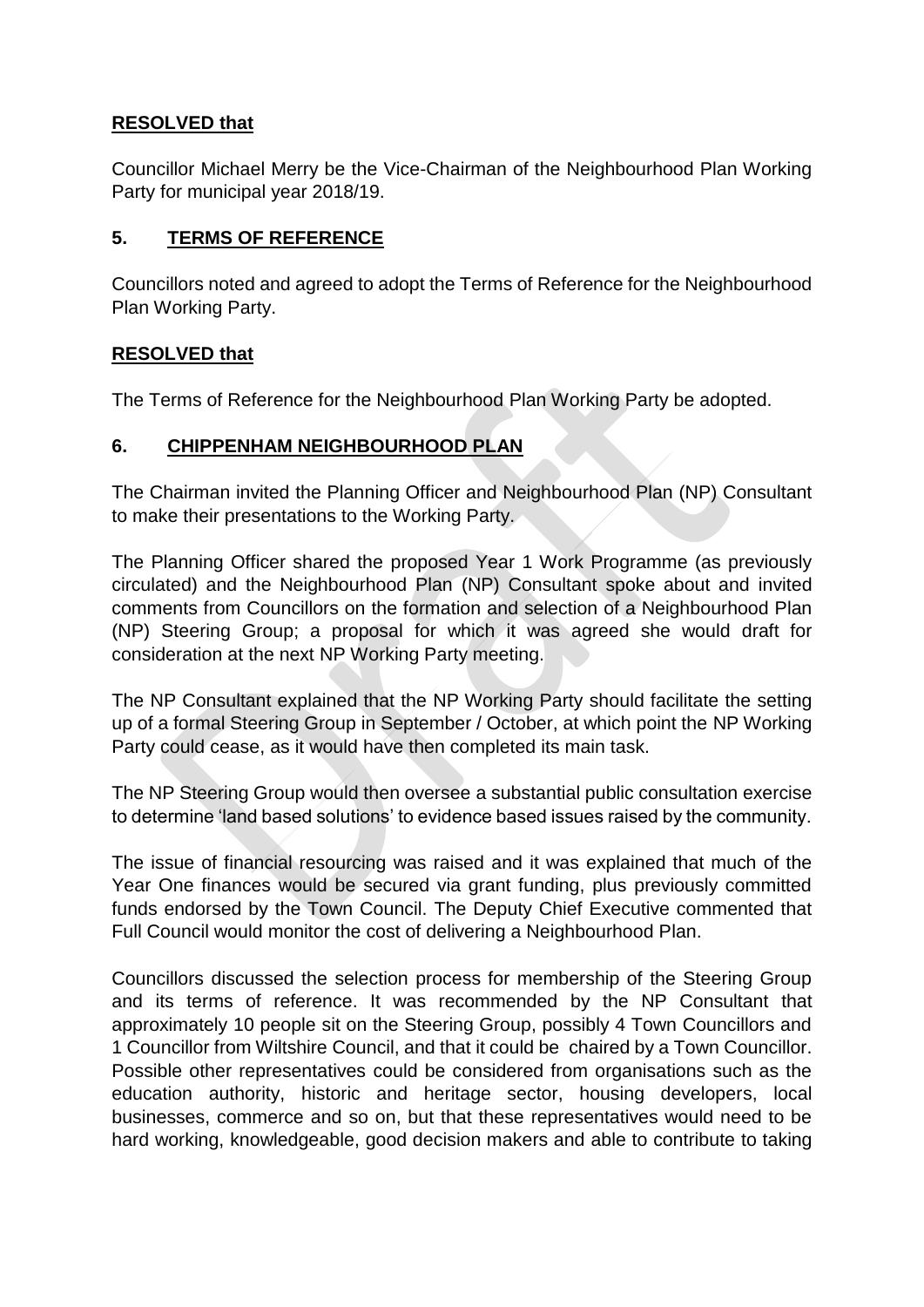**RESOLVED that**

Councillor Michael Merry be the Vice-Chairman of the Neighbourhood Plan Working Party for municipal year 2018/19.

## 5. TERMS OF REFERENCE

Councillors noted and agreed to adopt the Terms of Reference for the Neighbourhood Plan Working Party.

**RESOLVED that**

The Terms of Reference for the Neighbourhood Plan Working Party be adopted.

## 6. CHIPPENHAM NEIGHBOURHOOD PLAN

The Chairman invited the Planning Officer and Neighbourhood Plan (NP) Consultant to make their presentations to the Working Party.

The Planning Officer shared the proposed Year 1 Work Programme (as previously circulated) and the Neighbourhood Plan (NP) Consultant spoke about and invited comments from Councillors on the formation and selection of a Neighbourhood Plan (NP) Steering Group; a proposal for which it was agreed she would draft for consideration at the next NP Working Party meeting.

The NP Consultant explained that the NP Working Party should facilitate the setting up of a formal Steering Group in September / October, at which point the NP Working Party could cease, as it would have then completed its main task.

The NP Steering Group would then oversee a substantial public consultation exercise to determine 'land based solutions' to evidence based issues raised by the community.

The issue of financial resourcing was raised and it was explained that much of the Year One finances would be secured via grant funding, plus previously committed funds endorsed by the Town Council. The Deputy Chief Executive commented that Full Council would monitor the cost of delivering a Neighbourhood Plan.

Councillors discussed the selection process for membership of the Steering Group and its terms of reference. It was recommended by the NP Consultant that approximately 10 people sit on the Steering Group, possibly 4 Town Councillors and 1 Councillor from Wiltshire Council, and that it could be chaired by a Town Councillor. Possible other representatives could be considered from organisations such as the education authority, historic and heritage sector, housing developers, local businesses, commerce and so on, but that these representatives would need to be hard working, knowledgeable, good decision makers and able to contribute to taking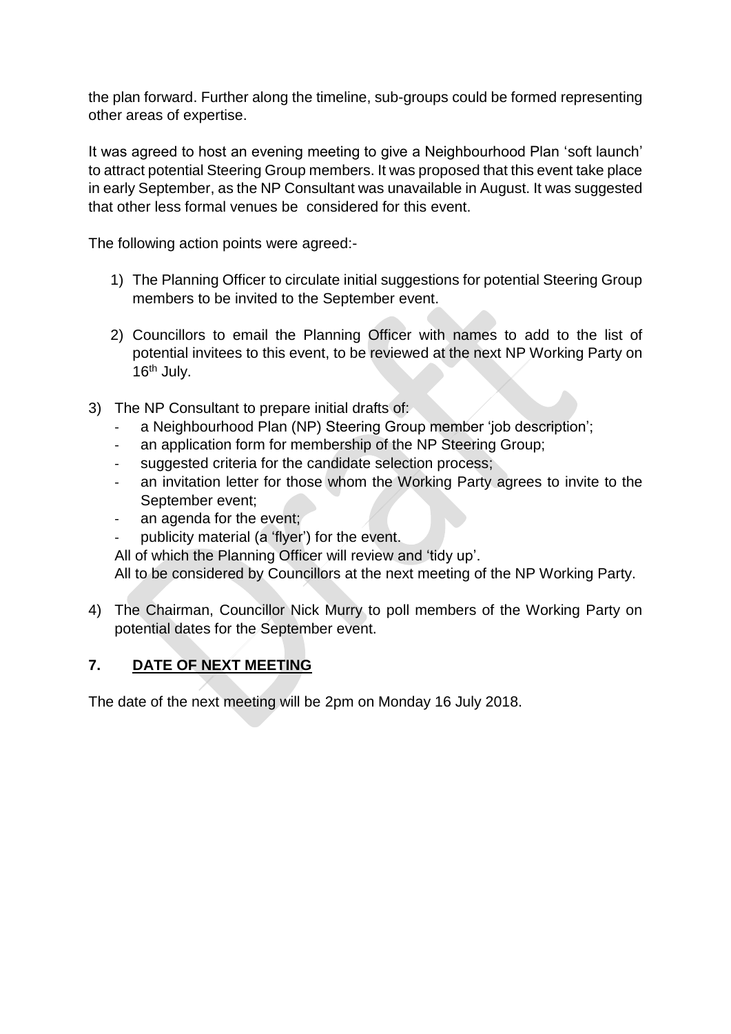the plan forward. Further along the timeline, sub-groups could be formed representing other areas of expertise.

It was agreed to host an evening meeting to give a Neighbourhood Plan 'soft launch' to attract potential Steering Group members. It was proposed that this event take place in early September, as the NP Consultant was unavailable in August. It was suggested that other less formal venues be considered for this event.

The following action points were agreed:-

1) The Planning Officer to circulate initial suggestions for potential Steering Group members to be invited to the September event.

2) Councillors to email the Planning Officer with names to add to the list of potential invitees to this event, to be reviewed at the next NP Working Party on 16th July.

3) The NP Consultant to prepare initial drafts of:
   - a Neighbourhood Plan (NP) Steering Group member 'job description';
   - an application form for membership of the NP Steering Group;
   - suggested criteria for the candidate selection process;
   - an invitation letter for those whom the Working Party agrees to invite to the September event;
   - an agenda for the event;
   - publicity material (a 'flyer') for the event.

   All of which the Planning Officer will review and 'tidy up'.
   All to be considered by Councillors at the next meeting of the NP Working Party.

4) The Chairman, Councillor Nick Murry to poll members of the Working Party on potential dates for the September event.

## 7. <u>DATE OF NEXT MEETING</u>

The date of the next meeting will be 2pm on Monday 16 July 2018.